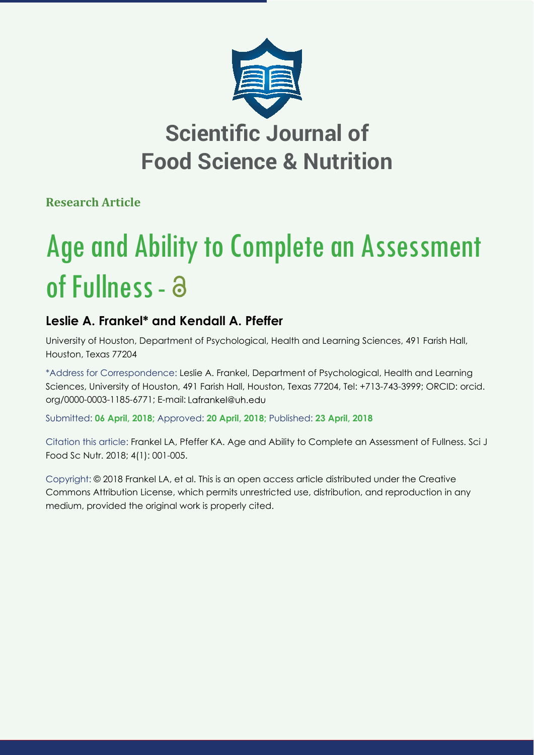# Scientific Journal of Food Science & Nutrition

**Research Article**

# Age and Ability to Complete an Assessment of Fullness

## Leslie A. Frankel* and Kendall A. Pfeffer

University of Houston, Department of Psychological, Health and Learning Sciences, 491 Farish Hall, Houston, Texas 77204

*Address for Correspondence: Leslie A. Frankel, Department of Psychological, Health and Learning Sciences, University of Houston, 491 Farish Hall, Houston, Texas 77204, Tel: +713-743-3999; ORCID: orcid.org/0000-0003-1185-6771; E-mail: Lafrankel@uh.edu

Submitted: **06 April, 2018;** Approved: **20 April, 2018;** Published: **23 April, 2018**

Citation this article: Frankel LA, Pfeffer KA. Age and Ability to Complete an Assessment of Fullness. Sci J Food Sc Nutr. 2018; 4(1): 001-005.

Copyright: © 2018 Frankel LA, et al. This is an open access article distributed under the Creative Commons Attribution License, which permits unrestricted use, distribution, and reproduction in any medium, provided the original work is properly cited.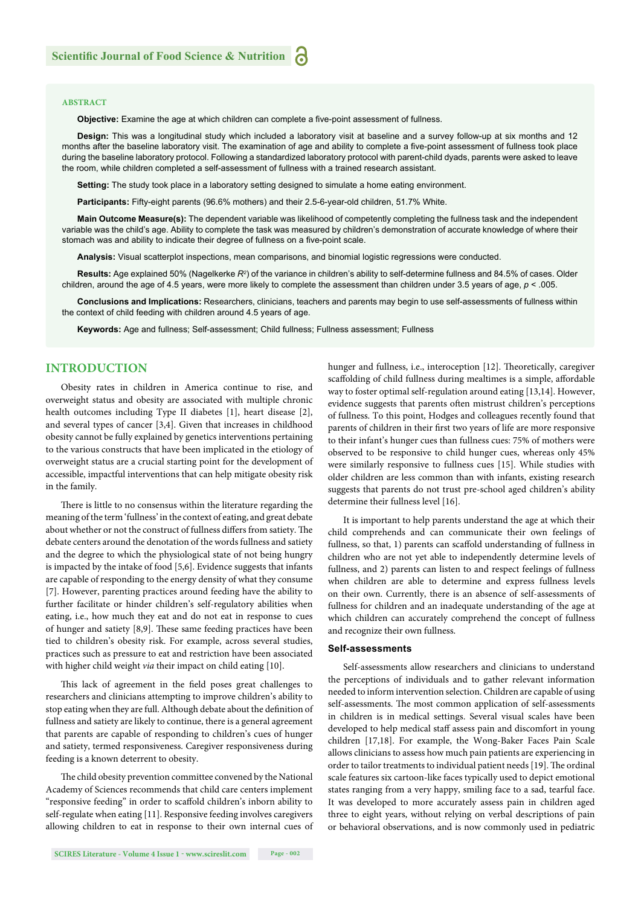## ABSTRACT

**Objective:** Examine the age at which children can complete a five-point assessment of fullness.

**Design:** This was a longitudinal study which included a laboratory visit at baseline and a survey follow-up at six months and 12 months after the baseline laboratory visit. The examination of age and ability to complete a five-point assessment of fullness took place during the baseline laboratory protocol. Following a standardized laboratory protocol with parent-child dyads, parents were asked to leave the room, while children completed a self-assessment of fullness with a trained research assistant.

**Setting:** The study took place in a laboratory setting designed to simulate a home eating environment.

**Participants:** Fifty-eight parents (96.6% mothers) and their 2.5-6-year-old children, 51.7% White.

**Main Outcome Measure(s):** The dependent variable was likelihood of competently completing the fullness task and the independent variable was the child's age. Ability to complete the task was measured by children's demonstration of accurate knowledge of where their stomach was and ability to indicate their degree of fullness on a five-point scale.

**Analysis:** Visual scatterplot inspections, mean comparisons, and binomial logistic regressions were conducted.

**Results:** Age explained 50% (Nagelkerke $R^2$) of the variance in children's ability to self-determine fullness and 84.5% of cases. Older children, around the age of 4.5 years, were more likely to complete the assessment than children under 3.5 years of age, $p < .005$.

**Conclusions and Implications:** Researchers, clinicians, teachers and parents may begin to use self-assessments of fullness within the context of child feeding with children around 4.5 years of age.

**Keywords:** Age and fullness; Self-assessment; Child fullness; Fullness assessment; Fullness

## INTRODUCTION

Obesity rates in children in America continue to rise, and overweight status and obesity are associated with multiple chronic health outcomes including Type II diabetes [1], heart disease [2], and several types of cancer [3,4]. Given that increases in childhood obesity cannot be fully explained by genetics interventions pertaining to the various constructs that have been implicated in the etiology of overweight status are a crucial starting point for the development of accessible, impactful interventions that can help mitigate obesity risk in the family.

There is little to no consensus within the literature regarding the meaning of the term 'fullness' in the context of eating, and great debate about whether or not the construct of fullness differs from satiety. The debate centers around the denotation of the words fullness and satiety and the degree to which the physiological state of not being hungry is impacted by the intake of food [5,6]. Evidence suggests that infants are capable of responding to the energy density of what they consume [7]. However, parenting practices around feeding have the ability to further facilitate or hinder children's self-regulatory abilities when eating, i.e., how much they eat and do not eat in response to cues of hunger and satiety [8,9]. These same feeding practices have been tied to children's obesity risk. For example, across several studies, practices such as pressure to eat and restriction have been associated with higher child weight *via* their impact on child eating [10].

This lack of agreement in the field poses great challenges to researchers and clinicians attempting to improve children's ability to stop eating when they are full. Although debate about the definition of fullness and satiety are likely to continue, there is a general agreement that parents are capable of responding to children's cues of hunger and satiety, termed responsiveness. Caregiver responsiveness during feeding is a known deterrent to obesity.

The child obesity prevention committee convened by the National Academy of Sciences recommends that child care centers implement "responsive feeding" in order to scaffold children's inborn ability to self-regulate when eating [11]. Responsive feeding involves caregivers allowing children to eat in response to their own internal cues of hunger and fullness, i.e., interoception [12]. Theoretically, caregiver scaffolding of child fullness during mealtimes is a simple, affordable way to foster optimal self-regulation around eating [13,14]. However, evidence suggests that parents often mistrust children's perceptions of fullness. To this point, Hodges and colleagues recently found that parents of children in their first two years of life are more responsive to their infant's hunger cues than fullness cues: 75% of mothers were observed to be responsive to child hunger cues, whereas only 45% were similarly responsive to fullness cues [15]. While studies with older children are less common than with infants, existing research suggests that parents do not trust pre-school aged children's ability determine their fullness level [16].

It is important to help parents understand the age at which their child comprehends and can communicate their own feelings of fullness, so that, 1) parents can scaffold understanding of fullness in children who are not yet able to independently determine levels of fullness, and 2) parents can listen to and respect feelings of fullness when children are able to determine and express fullness levels on their own. Currently, there is an absence of self-assessments of fullness for children and an inadequate understanding of the age at which children can accurately comprehend the concept of fullness and recognize their own fullness.

### Self-assessments

Self-assessments allow researchers and clinicians to understand the perceptions of individuals and to gather relevant information needed to inform intervention selection. Children are capable of using self-assessments. The most common application of self-assessments in children is in medical settings. Several visual scales have been developed to help medical staff assess pain and discomfort in young children [17,18]. For example, the Wong-Baker Faces Pain Scale allows clinicians to assess how much pain patients are experiencing in order to tailor treatments to individual patient needs [19]. The ordinal scale features six cartoon-like faces typically used to depict emotional states ranging from a very happy, smiling face to a sad, tearful face. It was developed to more accurately assess pain in children aged three to eight years, without relying on verbal descriptions of pain or behavioral observations, and is now commonly used in pediatric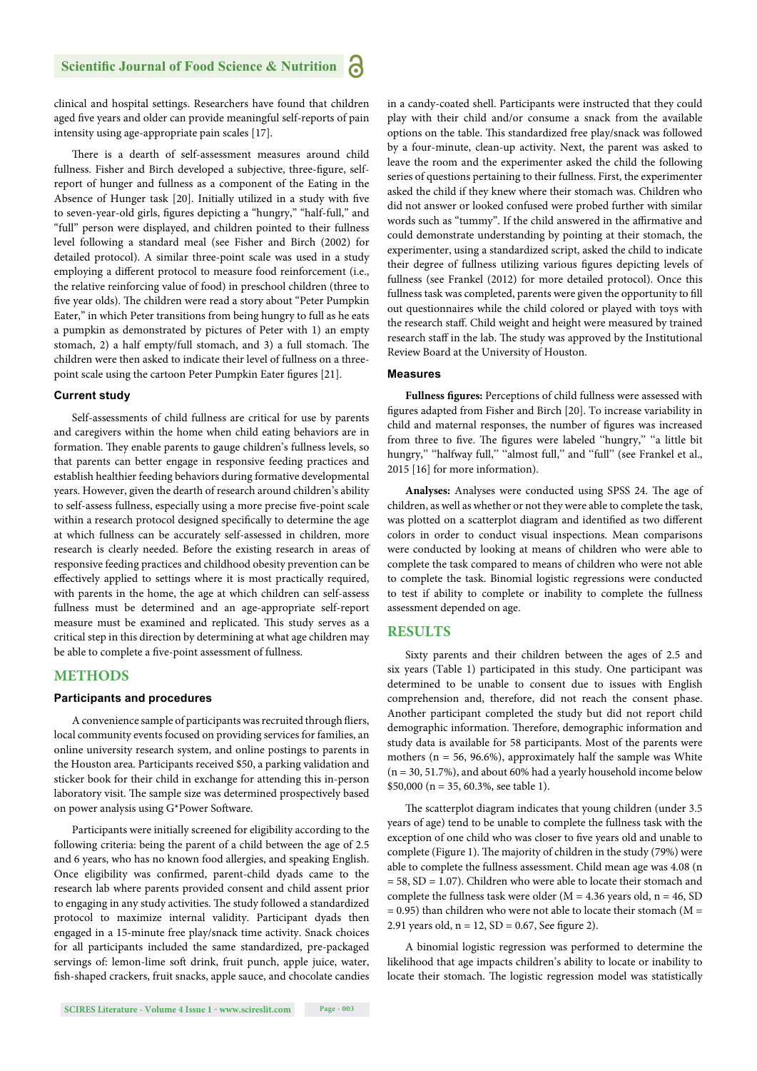clinical and hospital settings. Researchers have found that children aged five years and older can provide meaningful self-reports of pain intensity using age-appropriate pain scales [17].

There is a dearth of self-assessment measures around child fullness. Fisher and Birch developed a subjective, three-figure, self-report of hunger and fullness as a component of the Eating in the Absence of Hunger task [20]. Initially utilized in a study with five to seven-year-old girls, figures depicting a "hungry," "half-full," and "full" person were displayed, and children pointed to their fullness level following a standard meal (see Fisher and Birch (2002) for detailed protocol). A similar three-point scale was used in a study employing a different protocol to measure food reinforcement (i.e., the relative reinforcing value of food) in preschool children (three to five year olds). The children were read a story about "Peter Pumpkin Eater," in which Peter transitions from being hungry to full as he eats a pumpkin as demonstrated by pictures of Peter with 1) an empty stomach, 2) a half empty/full stomach, and 3) a full stomach. The children were then asked to indicate their level of fullness on a three-point scale using the cartoon Peter Pumpkin Eater figures [21].

### Current study

Self-assessments of child fullness are critical for use by parents and caregivers within the home when child eating behaviors are in formation. They enable parents to gauge children's fullness levels, so that parents can better engage in responsive feeding practices and establish healthier feeding behaviors during formative developmental years. However, given the dearth of research around children's ability to self-assess fullness, especially using a more precise five-point scale within a research protocol designed specifically to determine the age at which fullness can be accurately self-assessed in children, more research is clearly needed. Before the existing research in areas of responsive feeding practices and childhood obesity prevention can be effectively applied to settings where it is most practically required, with parents in the home, the age at which children can self-assess fullness must be determined and an age-appropriate self-report measure must be examined and replicated. This study serves as a critical step in this direction by determining at what age children may be able to complete a five-point assessment of fullness.

## METHODS

### Participants and procedures

A convenience sample of participants was recruited through fliers, local community events focused on providing services for families, an online university research system, and online postings to parents in the Houston area. Participants received $50, a parking validation and sticker book for their child in exchange for attending this in-person laboratory visit. The sample size was determined prospectively based on power analysis using G*Power Software.

Participants were initially screened for eligibility according to the following criteria: being the parent of a child between the age of 2.5 and 6 years, who has no known food allergies, and speaking English. Once eligibility was confirmed, parent-child dyads came to the research lab where parents provided consent and child assent prior to engaging in any study activities. The study followed a standardized protocol to maximize internal validity. Participant dyads then engaged in a 15-minute free play/snack time activity. Snack choices for all participants included the same standardized, pre-packaged servings of: lemon-lime soft drink, fruit punch, apple juice, water, fish-shaped crackers, fruit snacks, apple sauce, and chocolate candies in a candy-coated shell. Participants were instructed that they could play with their child and/or consume a snack from the available options on the table. This standardized free play/snack was followed by a four-minute, clean-up activity. Next, the parent was asked to leave the room and the experimenter asked the child the following series of questions pertaining to their fullness. First, the experimenter asked the child if they knew where their stomach was. Children who did not answer or looked confused were probed further with similar words such as "tummy". If the child answered in the affirmative and could demonstrate understanding by pointing at their stomach, the experimenter, using a standardized script, asked the child to indicate their degree of fullness utilizing various figures depicting levels of fullness (see Frankel (2012) for more detailed protocol). Once this fullness task was completed, parents were given the opportunity to fill out questionnaires while the child colored or played with toys with the research staff. Child weight and height were measured by trained research staff in the lab. The study was approved by the Institutional Review Board at the University of Houston.

### Measures

**Fullness figures:** Perceptions of child fullness were assessed with figures adapted from Fisher and Birch [20]. To increase variability in child and maternal responses, the number of figures was increased from three to five. The figures were labeled "hungry," "a little bit hungry," "halfway full," "almost full," and "full" (see Frankel et al., 2015 [16] for more information).

**Analyses:** Analyses were conducted using SPSS 24. The age of children, as well as whether or not they were able to complete the task, was plotted on a scatterplot diagram and identified as two different colors in order to conduct visual inspections. Mean comparisons were conducted by looking at means of children who were able to complete the task compared to means of children who were not able to complete the task. Binomial logistic regressions were conducted to test if ability to complete or inability to complete the fullness assessment depended on age.

## RESULTS

Sixty parents and their children between the ages of 2.5 and six years (Table 1) participated in this study. One participant was determined to be unable to consent due to issues with English comprehension and, therefore, did not reach the consent phase. Another participant completed the study but did not report child demographic information. Therefore, demographic information and study data is available for 58 participants. Most of the parents were mothers (n = 56, 96.6%), approximately half the sample was White (n = 30, 51.7%), and about 60% had a yearly household income below $50,000 (n = 35, 60.3%, see table 1).

The scatterplot diagram indicates that young children (under 3.5 years of age) tend to be unable to complete the fullness task with the exception of one child who was closer to five years old and unable to complete (Figure 1). The majority of children in the study (79%) were able to complete the fullness assessment. Child mean age was 4.08 (n = 58, SD = 1.07). Children who were able to locate their stomach and complete the fullness task were older (M = 4.36 years old, n = 46, SD = 0.95) than children who were not able to locate their stomach (M = 2.91 years old, n = 12, SD = 0.67, See figure 2).

A binomial logistic regression was performed to determine the likelihood that age impacts children's ability to locate or inability to locate their stomach. The logistic regression model was statistically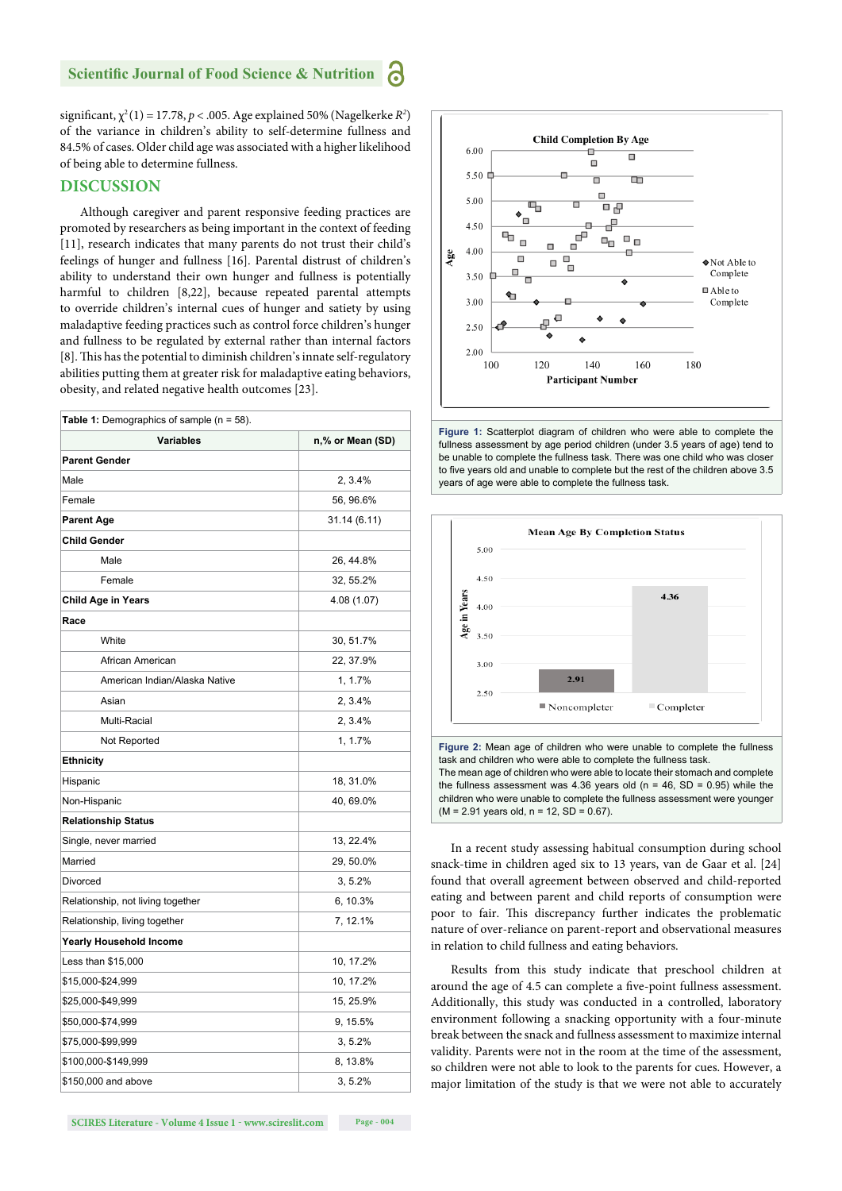significant, $\chi^2(1) = 17.78$, $p < .005$. Age explained 50% (Nagelkerke $R^2$) of the variance in children's ability to self-determine fullness and 84.5% of cases. Older child age was associated with a higher likelihood of being able to determine fullness.

## DISCUSSION

Although caregiver and parent responsive feeding practices are promoted by researchers as being important in the context of feeding [11], research indicates that many parents do not trust their child's feelings of hunger and fullness [16]. Parental distrust of children's ability to understand their own hunger and fullness is potentially harmful to children [8,22], because repeated parental attempts to override children's internal cues of hunger and satiety by using maladaptive feeding practices such as control force children's hunger and fullness to be regulated by external rather than internal factors [8]. This has the potential to diminish children's innate self-regulatory abilities putting them at greater risk for maladaptive eating behaviors, obesity, and related negative health outcomes [23].

**Table 1:** Demographics of sample (n = 58).

| Variables | n,% or Mean (SD) |
|---|---|
| **Parent Gender** | |
| Male | 2, 3.4% |
| Female | 56, 96.6% |
| **Parent Age** | 31.14 (6.11) |
| **Child Gender** | |
| Male | 26, 44.8% |
| Female | 32, 55.2% |
| **Child Age in Years** | 4.08 (1.07) |
| **Race** | |
| White | 30, 51.7% |
| African American | 22, 37.9% |
| American Indian/Alaska Native | 1, 1.7% |
| Asian | 2, 3.4% |
| Multi-Racial | 2, 3.4% |
| Not Reported | 1, 1.7% |
| **Ethnicity** | |
| Hispanic | 18, 31.0% |
| Non-Hispanic | 40, 69.0% |
| **Relationship Status** | |
| Single, never married | 13, 22.4% |
| Married | 29, 50.0% |
| Divorced | 3, 5.2% |
| Relationship, not living together | 6, 10.3% |
| Relationship, living together | 7, 12.1% |
| **Yearly Household Income** | |
| Less than $15,000 | 10, 17.2% |
| $15,000-$24,999 | 10, 17.2% |
| $25,000-$49,999 | 15, 25.9% |
| $50,000-$74,999 | 9, 15.5% |
| $75,000-$99,999 | 3, 5.2% |
| $100,000-$149,999 | 8, 13.8% |
| $150,000 and above | 3, 5.2% |

**Figure 1:** Scatterplot diagram of children who were able to complete the fullness assessment by age period children (under 3.5 years of age) tend to be unable to complete the fullness task. There was one child who was closer to five years old and unable to complete but the rest of the children above 3.5 years of age were able to complete the fullness task.

**Figure 2:** Mean age of children who were unable to complete the fullness task and children who were able to complete the fullness task.
The mean age of children who were able to locate their stomach and complete the fullness assessment was 4.36 years old (n = 46, SD = 0.95) while the children who were unable to complete the fullness assessment were younger (M = 2.91 years old, n = 12, SD = 0.67).

In a recent study assessing habitual consumption during school snack-time in children aged six to 13 years, van de Gaar et al. [24] found that overall agreement between observed and child-reported eating and between parent and child reports of consumption were poor to fair. This discrepancy further indicates the problematic nature of over-reliance on parent-report and observational measures in relation to child fullness and eating behaviors.

Results from this study indicate that preschool children at around the age of 4.5 can complete a five-point fullness assessment. Additionally, this study was conducted in a controlled, laboratory environment following a snacking opportunity with a four-minute break between the snack and fullness assessment to maximize internal validity. Parents were not in the room at the time of the assessment, so children were not able to look to the parents for cues. However, a major limitation of the study is that we were not able to accurately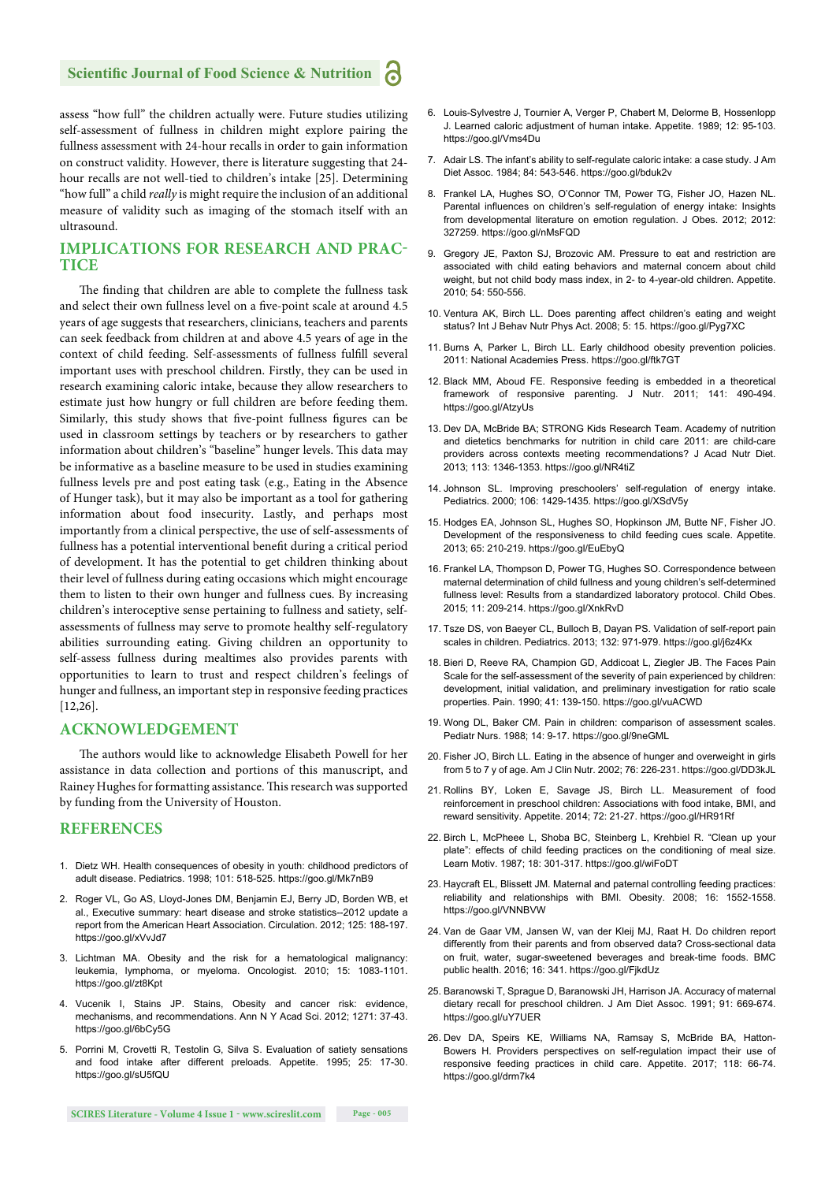assess "how full" the children actually were. Future studies utilizing self-assessment of fullness in children might explore pairing the fullness assessment with 24-hour recalls in order to gain information on construct validity. However, there is literature suggesting that 24-hour recalls are not well-tied to children's intake [25]. Determining "how full" a child *really* is might require the inclusion of an additional measure of validity such as imaging of the stomach itself with an ultrasound.

## IMPLICATIONS FOR RESEARCH AND PRACTICE

The finding that children are able to complete the fullness task and select their own fullness level on a five-point scale at around 4.5 years of age suggests that researchers, clinicians, teachers and parents can seek feedback from children at and above 4.5 years of age in the context of child feeding. Self-assessments of fullness fulfill several important uses with preschool children. Firstly, they can be used in research examining caloric intake, because they allow researchers to estimate just how hungry or full children are before feeding them. Similarly, this study shows that five-point fullness figures can be used in classroom settings by teachers or by researchers to gather information about children's "baseline" hunger levels. This data may be informative as a baseline measure to be used in studies examining fullness levels pre and post eating task (e.g., Eating in the Absence of Hunger task), but it may also be important as a tool for gathering information about food insecurity. Lastly, and perhaps most importantly from a clinical perspective, the use of self-assessments of fullness has a potential interventional benefit during a critical period of development. It has the potential to get children thinking about their level of fullness during eating occasions which might encourage them to listen to their own hunger and fullness cues. By increasing children's interoceptive sense pertaining to fullness and satiety, self-assessments of fullness may serve to promote healthy self-regulatory abilities surrounding eating. Giving children an opportunity to self-assess fullness during mealtimes also provides parents with opportunities to learn to trust and respect children's feelings of hunger and fullness, an important step in responsive feeding practices [12,26].

## ACKNOWLEDGEMENT

The authors would like to acknowledge Elisabeth Powell for her assistance in data collection and portions of this manuscript, and Rainey Hughes for formatting assistance. This research was supported by funding from the University of Houston.

## REFERENCES

1. Dietz WH. Health consequences of obesity in youth: childhood predictors of adult disease. Pediatrics. 1998; 101: 518-525. https://goo.gl/Mk7nB9
2. Roger VL, Go AS, Lloyd-Jones DM, Benjamin EJ, Berry JD, Borden WB, et al., Executive summary: heart disease and stroke statistics--2012 update a report from the American Heart Association. Circulation. 2012; 125: 188-197. https://goo.gl/xVvJd7
3. Lichtman MA. Obesity and the risk for a hematological malignancy: leukemia, lymphoma, or myeloma. Oncologist. 2010; 15: 1083-1101. https://goo.gl/zt8Kpt
4. Vucenik I, Stains JP. Stains, Obesity and cancer risk: evidence, mechanisms, and recommendations. Ann N Y Acad Sci. 2012; 1271: 37-43. https://goo.gl/6bCy5G
5. Porrini M, Crovetti R, Testolin G, Silva S. Evaluation of satiety sensations and food intake after different preloads. Appetite. 1995; 25: 17-30. https://goo.gl/sU5fQU
6. Louis-Sylvestre J, Tournier A, Verger P, Chabert M, Delorme B, Hossenlopp J. Learned caloric adjustment of human intake. Appetite. 1989; 12: 95-103. https://goo.gl/Vms4Du
7. Adair LS. The infant's ability to self-regulate caloric intake: a case study. J Am Diet Assoc. 1984; 84: 543-546. https://goo.gl/bduk2v
8. Frankel LA, Hughes SO, O'Connor TM, Power TG, Fisher JO, Hazen NL. Parental influences on children's self-regulation of energy intake: Insights from developmental literature on emotion regulation. J Obes. 2012; 2012: 327259. https://goo.gl/nMsFQD
9. Gregory JE, Paxton SJ, Brozovic AM. Pressure to eat and restriction are associated with child eating behaviors and maternal concern about child weight, but not child body mass index, in 2- to 4-year-old children. Appetite. 2010; 54: 550-556.
10. Ventura AK, Birch LL. Does parenting affect children's eating and weight status? Int J Behav Nutr Phys Act. 2008; 5: 15. https://goo.gl/Pyg7XC
11. Burns A, Parker L, Birch LL. Early childhood obesity prevention policies. 2011: National Academies Press. https://goo.gl/ftk7GT
12. Black MM, Aboud FE. Responsive feeding is embedded in a theoretical framework of responsive parenting. J Nutr. 2011; 141: 490-494. https://goo.gl/AtzyUs
13. Dev DA, McBride BA; STRONG Kids Research Team. Academy of nutrition and dietetics benchmarks for nutrition in child care 2011: are child-care providers across contexts meeting recommendations? J Acad Nutr Diet. 2013; 113: 1346-1353. https://goo.gl/NR4tiZ
14. Johnson SL. Improving preschoolers' self-regulation of energy intake. Pediatrics. 2000; 106: 1429-1435. https://goo.gl/XSdV5y
15. Hodges EA, Johnson SL, Hughes SO, Hopkinson JM, Butte NF, Fisher JO. Development of the responsiveness to child feeding cues scale. Appetite. 2013; 65: 210-219. https://goo.gl/EuEbyQ
16. Frankel LA, Thompson D, Power TG, Hughes SO. Correspondence between maternal determination of child fullness and young children's self-determined fullness level: Results from a standardized laboratory protocol. Child Obes. 2015; 11: 209-214. https://goo.gl/XnkRvD
17. Tsze DS, von Baeyer CL, Bulloch B, Dayan PS. Validation of self-report pain scales in children. Pediatrics. 2013; 132: 971-979. https://goo.gl/j6z4Kx
18. Bieri D, Reeve RA, Champion GD, Addicoat L, Ziegler JB. The Faces Pain Scale for the self-assessment of the severity of pain experienced by children: development, initial validation, and preliminary investigation for ratio scale properties. Pain. 1990; 41: 139-150. https://goo.gl/vuACWD
19. Wong DL, Baker CM. Pain in children: comparison of assessment scales. Pediatr Nurs. 1988; 14: 9-17. https://goo.gl/9neGML
20. Fisher JO, Birch LL. Eating in the absence of hunger and overweight in girls from 5 to 7 y of age. Am J Clin Nutr. 2002; 76: 226-231. https://goo.gl/DD3kJL
21. Rollins BY, Loken E, Savage JS, Birch LL. Measurement of food reinforcement in preschool children: Associations with food intake, BMI, and reward sensitivity. Appetite. 2014; 72: 21-27. https://goo.gl/HR91Rf
22. Birch L, McPheee L, Shoba BC, Steinberg L, Krehbiel R. "Clean up your plate": effects of child feeding practices on the conditioning of meal size. Learn Motiv. 1987; 18: 301-317. https://goo.gl/wiFoDT
23. Haycraft EL, Blissett JM. Maternal and paternal controlling feeding practices: reliability and relationships with BMI. Obesity. 2008; 16: 1552-1558. https://goo.gl/VNNBVW
24. Van de Gaar VM, Jansen W, van der Kleij MJ, Raat H. Do children report differently from their parents and from observed data? Cross-sectional data on fruit, water, sugar-sweetened beverages and break-time foods. BMC public health. 2016; 16: 341. https://goo.gl/FjkdUz
25. Baranowski T, Sprague D, Baranowski JH, Harrison JA. Accuracy of maternal dietary recall for preschool children. J Am Diet Assoc. 1991; 91: 669-674. https://goo.gl/uY7UER
26. Dev DA, Speirs KE, Williams NA, Ramsay S, McBride BA, Hatton-Bowers H. Providers perspectives on self-regulation impact their use of responsive feeding practices in child care. Appetite. 2017; 118: 66-74. https://goo.gl/drm7k4